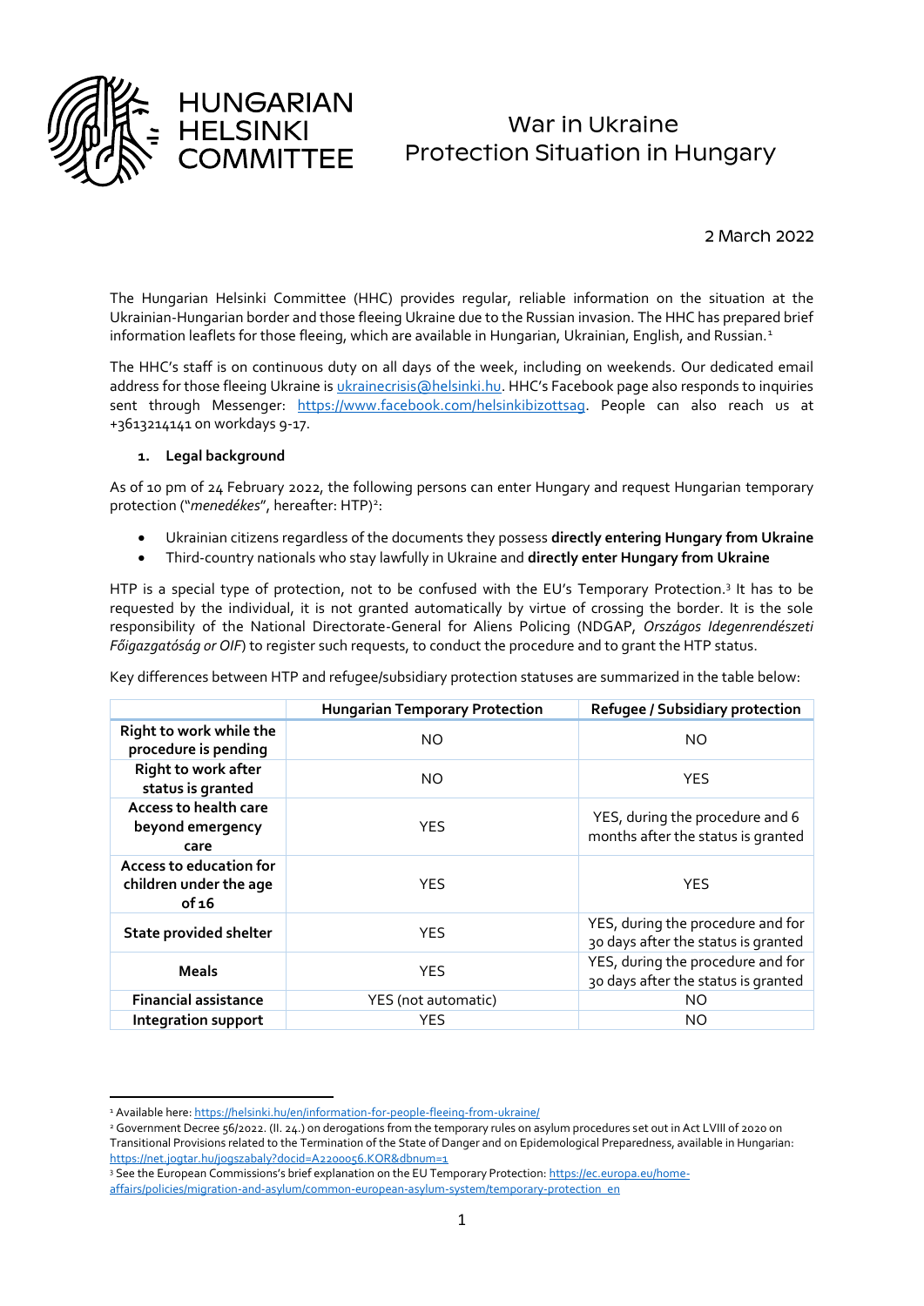# HUNGARIAN HELSINKI COMMITTEE

## War in Ukraine
## Protection Situation in Hungary

2 March 2022

The Hungarian Helsinki Committee (HHC) provides regular, reliable information on the situation at the Ukrainian-Hungarian border and those fleeing Ukraine due to the Russian invasion. The HHC has prepared brief information leaflets for those fleeing, which are available in Hungarian, Ukrainian, English, and Russian.[1]

The HHC's staff is on continuous duty on all days of the week, including on weekends. Our dedicated email address for those fleeing Ukraine is [ukrainecrisis@helsinki.hu](mailto:ukrainecrisis@helsinki.hu). HHC's Facebook page also responds to inquiries sent through Messenger: [https://www.facebook.com/helsinkibizottsag](https://www.facebook.com/helsinkibizottsag). People can also reach us at +3613214141 on workdays 9-17.

### 1. Legal background

As of 10 pm of 24 February 2022, the following persons can enter Hungary and request Hungarian temporary protection ("*menedékes*", hereafter: HTP)[2]:

- Ukrainian citizens regardless of the documents they possess **directly entering Hungary from Ukraine**
- Third-country nationals who stay lawfully in Ukraine and **directly enter Hungary from Ukraine**

HTP is a special type of protection, not to be confused with the EU's Temporary Protection.[3] It has to be requested by the individual, it is not granted automatically by virtue of crossing the border. It is the sole responsibility of the National Directorate-General for Aliens Policing (NDGAP, *Országos Idegenrendészeti Főigazgatóság or OIF*) to register such requests, to conduct the procedure and to grant the HTP status.

Key differences between HTP and refugee/subsidiary protection statuses are summarized in the table below:

| | Hungarian Temporary Protection | Refugee / Subsidiary protection |
|---|---|---|
| **Right to work while the procedure is pending** | NO | NO |
| **Right to work after status is granted** | NO | YES |
| **Access to health care beyond emergency care** | YES | YES, during the procedure and 6 months after the status is granted |
| **Access to education for children under the age of 16** | YES | YES |
| **State provided shelter** | YES | YES, during the procedure and for 30 days after the status is granted |
| **Meals** | YES | YES, during the procedure and for 30 days after the status is granted |
| **Financial assistance** | YES (not automatic) | NO |
| **Integration support** | YES | NO |

---

[1] Available here: [https://helsinki.hu/en/information-for-people-fleeing-from-ukraine/](https://helsinki.hu/en/information-for-people-fleeing-from-ukraine/)

[2] Government Decree 56/2022. (II. 24.) on derogations from the temporary rules on asylum procedures set out in Act LVIII of 2020 on Transitional Provisions related to the Termination of the State of Danger and on Epidemiological Preparedness, available in Hungarian: [https://net.jogtar.hu/jogszabaly?docid=A2200056.KOR&dbnum=1](https://net.jogtar.hu/jogszabaly?docid=A2200056.KOR&dbnum=1)

[3] See the European Commissions's brief explanation on the EU Temporary Protection: [https://ec.europa.eu/home-affairs/policies/migration-and-asylum/common-european-asylum-system/temporary-protection_en](https://ec.europa.eu/home-affairs/policies/migration-and-asylum/common-european-asylum-system/temporary-protection_en)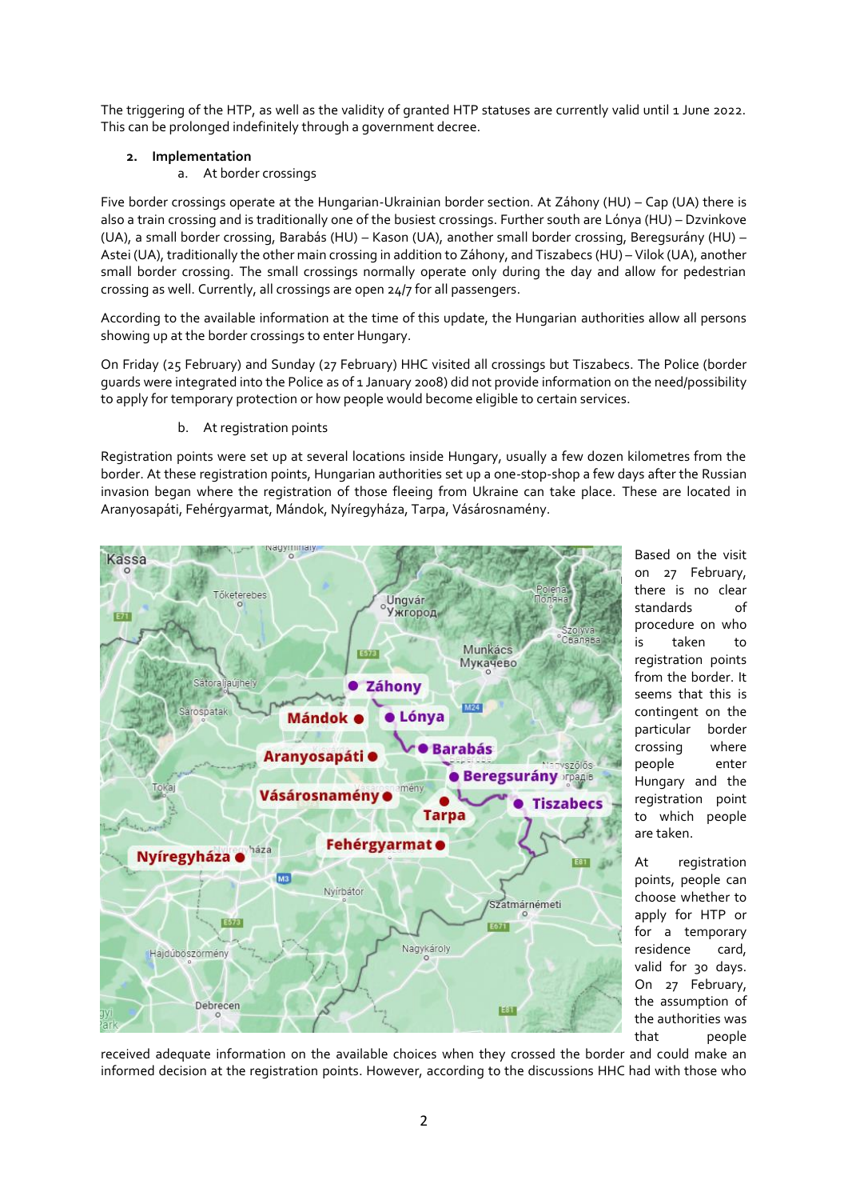The triggering of the HTP, as well as the validity of granted HTP statuses are currently valid until 1 June 2022. This can be prolonged indefinitely through a government decree.

2. **Implementation**

   a. At border crossings

Five border crossings operate at the Hungarian-Ukrainian border section. At Záhony (HU) – Cap (UA) there is also a train crossing and is traditionally one of the busiest crossings. Further south are Lónya (HU) – Dzvinkove (UA), a small border crossing, Barabás (HU) – Kason (UA), another small border crossing, Beregsurány (HU) – Astei (UA), traditionally the other main crossing in addition to Záhony, and Tiszabecs (HU) – Vilok (UA), another small border crossing. The small crossings normally operate only during the day and allow for pedestrian crossing as well. Currently, all crossings are open 24/7 for all passengers.

According to the available information at the time of this update, the Hungarian authorities allow all persons showing up at the border crossings to enter Hungary.

On Friday (25 February) and Sunday (27 February) HHC visited all crossings but Tiszabecs. The Police (border guards were integrated into the Police as of 1 January 2008) did not provide information on the need/possibility to apply for temporary protection or how people would become eligible to certain services.

   b. At registration points

Registration points were set up at several locations inside Hungary, usually a few dozen kilometres from the border. At these registration points, Hungarian authorities set up a one-stop-shop a few days after the Russian invasion began where the registration of those fleeing from Ukraine can take place. These are located in Aranyosapáti, Fehérgyarmat, Mándok, Nyíregyháza, Tarpa, Vásárosnamény.

Based on the visit on 27 February, there is no clear standards of procedure on who is taken to registration points from the border. It seems that this is contingent on the particular border crossing where people enter Hungary and the registration point to which people are taken.

At registration points, people can choose whether to apply for HTP or for a temporary residence card, valid for 30 days. On 27 February, the assumption of the authorities was that people received adequate information on the available choices when they crossed the border and could make an informed decision at the registration points. However, according to the discussions HHC had with those who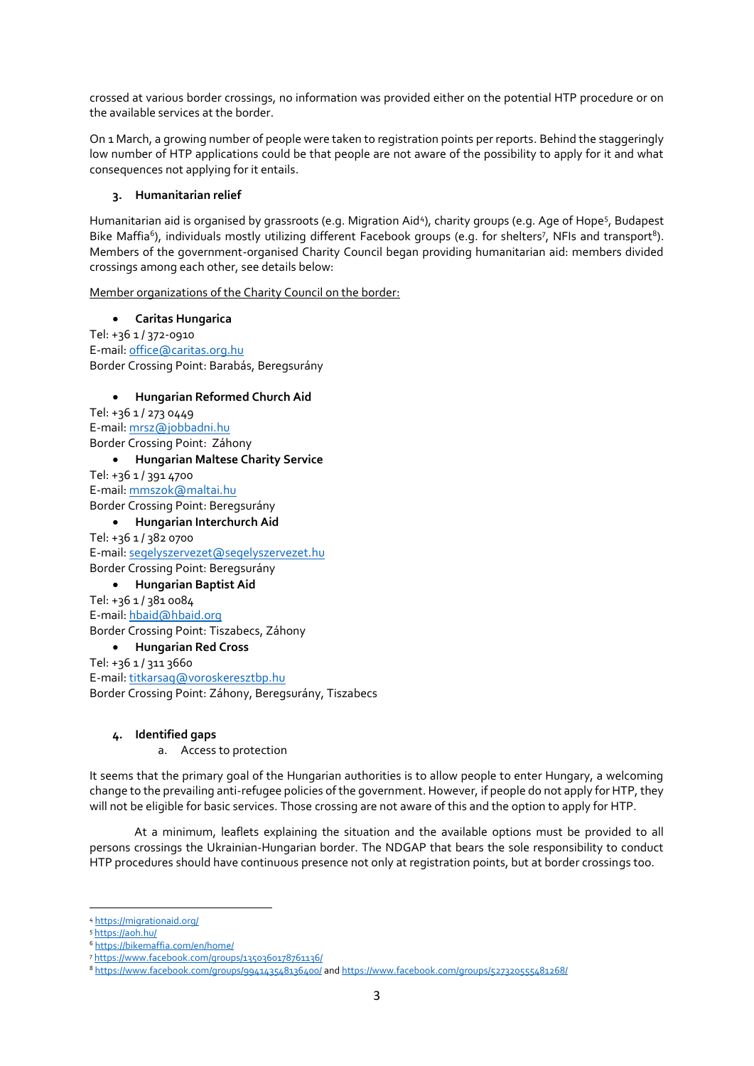crossed at various border crossings, no information was provided either on the potential HTP procedure or on the available services at the border.

On 1 March, a growing number of people were taken to registration points per reports. Behind the staggeringly low number of HTP applications could be that people are not aware of the possibility to apply for it and what consequences not applying for it entails.

### 3. Humanitarian relief

Humanitarian aid is organised by grassroots (e.g. Migration Aid[4]), charity groups (e.g. Age of Hope[5], Budapest Bike Maffia[6]), individuals mostly utilizing different Facebook groups (e.g. for shelters[7], NFIs and transport[8]). Members of the government-organised Charity Council began providing humanitarian aid: members divided crossings among each other, see details below:

<u>Member organizations of the Charity Council on the border:</u>

- **Caritas Hungarica**

Tel: +36 1 / 372-0910
E-mail: office@caritas.org.hu
Border Crossing Point: Barabás, Beregsurány

- **Hungarian Reformed Church Aid**

Tel: +36 1 / 273 0449
E-mail: mrsz@jobbadni.hu
Border Crossing Point: Záhony

- **Hungarian Maltese Charity Service**

Tel: +36 1 / 391 4700
E-mail: mmszok@maltai.hu
Border Crossing Point: Beregsurány

- **Hungarian Interchurch Aid**

Tel: +36 1 / 382 0700
E-mail: segelyszervezet@segelyszervezet.hu
Border Crossing Point: Beregsurány

- **Hungarian Baptist Aid**

Tel: +36 1 / 381 0084
E-mail: hbaid@hbaid.org
Border Crossing Point: Tiszabecs, Záhony

- **Hungarian Red Cross**

Tel: +36 1 / 311 3660
E-mail: titkarsag@voroskeresztbp.hu
Border Crossing Point: Záhony, Beregsurány, Tiszabecs

### 4. Identified gaps

a. Access to protection

It seems that the primary goal of the Hungarian authorities is to allow people to enter Hungary, a welcoming change to the prevailing anti-refugee policies of the government. However, if people do not apply for HTP, they will not be eligible for basic services. Those crossing are not aware of this and the option to apply for HTP.

At a minimum, leaflets explaining the situation and the available options must be provided to all persons crossings the Ukrainian-Hungarian border. The NDGAP that bears the sole responsibility to conduct HTP procedures should have continuous presence not only at registration points, but at border crossings too.

---

[4] https://migrationaid.org/
[5] https://aoh.hu/
[6] https://bikemaffia.com/en/home/
[7] https://www.facebook.com/groups/1350360178761136/
[8] https://www.facebook.com/groups/994143548136400/ and https://www.facebook.com/groups/527320555481268/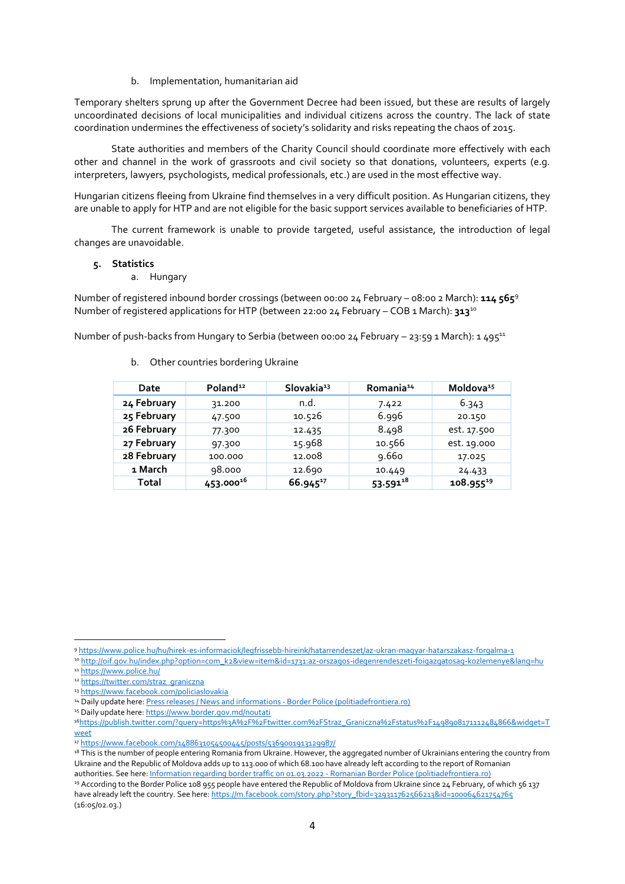b. Implementation, humanitarian aid

Temporary shelters sprung up after the Government Decree had been issued, but these are results of largely uncoordinated decisions of local municipalities and individual citizens across the country. The lack of state coordination undermines the effectiveness of society's solidarity and risks repeating the chaos of 2015.

State authorities and members of the Charity Council should coordinate more effectively with each other and channel in the work of grassroots and civil society so that donations, volunteers, experts (e.g. interpreters, lawyers, psychologists, medical professionals, etc.) are used in the most effective way.

Hungarian citizens fleeing from Ukraine find themselves in a very difficult position. As Hungarian citizens, they are unable to apply for HTP and are not eligible for the basic support services available to beneficiaries of HTP.

The current framework is unable to provide targeted, useful assistance, the introduction of legal changes are unavoidable.

## 5. Statistics

a. Hungary

Number of registered inbound border crossings (between 00:00 24 February – 08:00 2 March): **114 565**[9]
Number of registered applications for HTP (between 22:00 24 February – COB 1 March): **313**[10]

Number of push-backs from Hungary to Serbia (between 00:00 24 February – 23:59 1 March): 1 495[11]

b. Other countries bordering Ukraine

| Date | Poland[12] | Slovakia[13] | Romania[14] | Moldova[15] |
|---|---|---|---|---|
| **24 February** | 31.200 | n.d. | 7.422 | 6.343 |
| **25 February** | 47.500 | 10.526 | 6.996 | 20.150 |
| **26 February** | 77.300 | 12.435 | 8.498 | est. 17.500 |
| **27 February** | 97.300 | 15.968 | 10.566 | est. 19.000 |
| **28 February** | 100.000 | 12.008 | 9.660 | 17.025 |
| **1 March** | 98.000 | 12.690 | 10.449 | 24.433 |
| **Total** | **453.000**[16] | **66.945**[17] | **53.591**[18] | **108.955**[19] |

---

[9] https://www.police.hu/hu/hirek-es-informaciok/legfrissebb-hireink/hatarrendeszet/az-ukran-magyar-hatarszakasz-forgalma-1
[10] http://oif.gov.hu/index.php?option=com_k2&view=item&id=1731:az-orszagos-idegenrendeszeti-foigazgatosag-kozlemenye&lang=hu
[11] https://www.police.hu/
[12] https://twitter.com/straz_graniczna
[13] https://www.facebook.com/policiaslovakia
[14] Daily update here: Press releases / News and informations - Border Police (politiadefrontiera.ro)
[15] Daily update here: https://www.border.gov.md/noutati
[16] https://publish.twitter.com/?query=https%3A%2F%2Ftwitter.com%2FStraz_Graniczna%2Fstatus%2F1498908171112484866&widget=Tweet
[17] https://www.facebook.com/1488631054500445/posts/5369001913129987/
[18] This is the number of people entering Romania from Ukraine. However, the aggregated number of Ukrainians entering the country from Ukraine and the Republic of Moldova adds up to 113.000 of which 68.100 have already left according to the report of Romanian authorities. See here: Information regarding border traffic on 01.03.2022 - Romanian Border Police (politiadefrontiera.ro)
[19] According to the Border Police 108 955 people have entered the Republic of Moldova from Ukraine since 24 February, of which 56 137 have already left the country. See here: https://m.facebook.com/story.php?story_fbid=329311762566213&id=100064621754765 (16:05/02.03.)